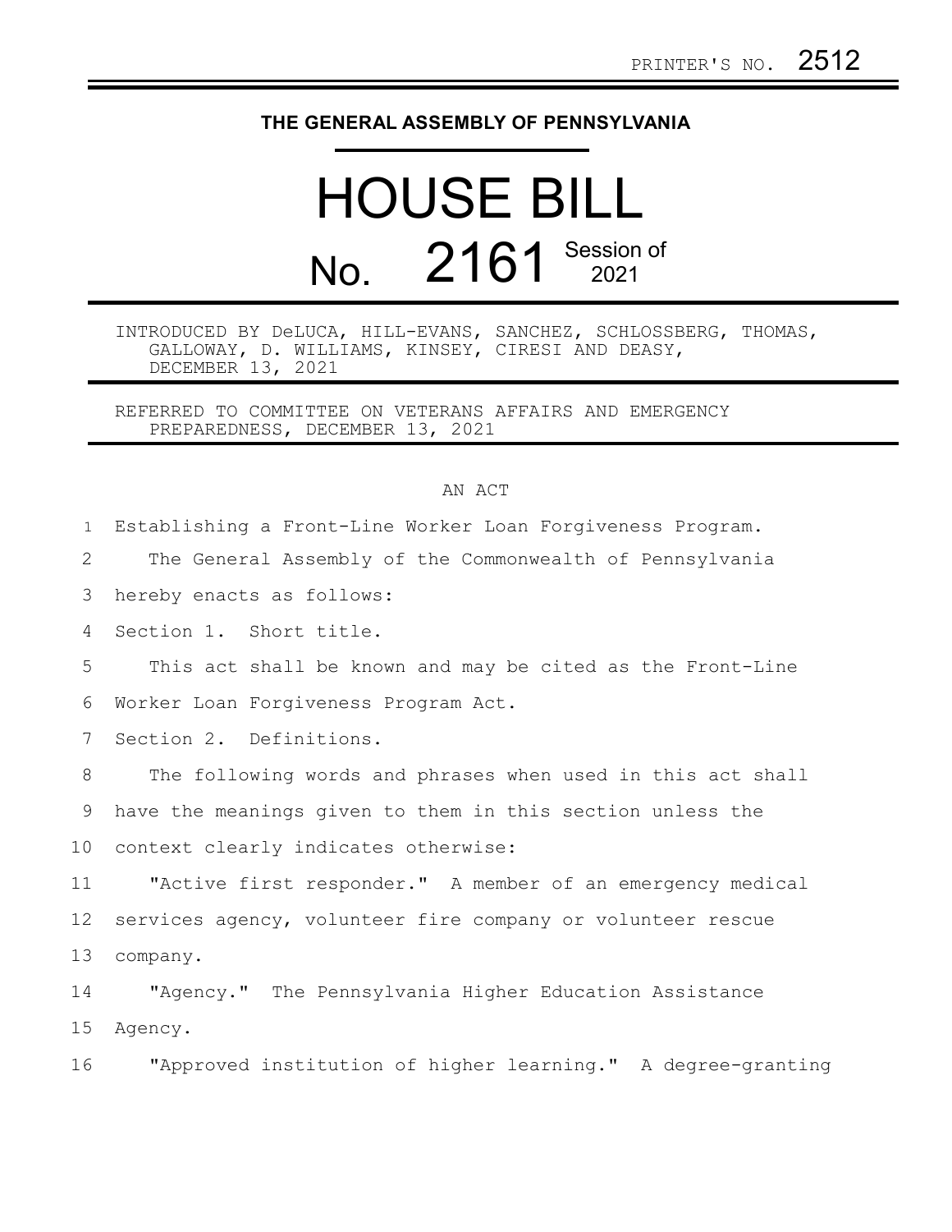PRINTER'S NO. 2512

# THE GENERAL ASSEMBLY OF PENNSYLVANIA

# HOUSE BILL

## No. 2161 Session of 2021

INTRODUCED BY DeLUCA, HILL-EVANS, SANCHEZ, SCHLOSSBERG, THOMAS, GALLOWAY, D. WILLIAMS, KINSEY, CIRESI AND DEASY, DECEMBER 13, 2021

REFERRED TO COMMITTEE ON VETERANS AFFAIRS AND EMERGENCY PREPAREDNESS, DECEMBER 13, 2021

AN ACT

Establishing a Front-Line Worker Loan Forgiveness Program.

The General Assembly of the Commonwealth of Pennsylvania hereby enacts as follows:

Section 1. Short title.

This act shall be known and may be cited as the Front-Line Worker Loan Forgiveness Program Act.

Section 2. Definitions.

The following words and phrases when used in this act shall have the meanings given to them in this section unless the context clearly indicates otherwise:

"Active first responder." A member of an emergency medical services agency, volunteer fire company or volunteer rescue company.

"Agency." The Pennsylvania Higher Education Assistance Agency.

"Approved institution of higher learning." A degree-granting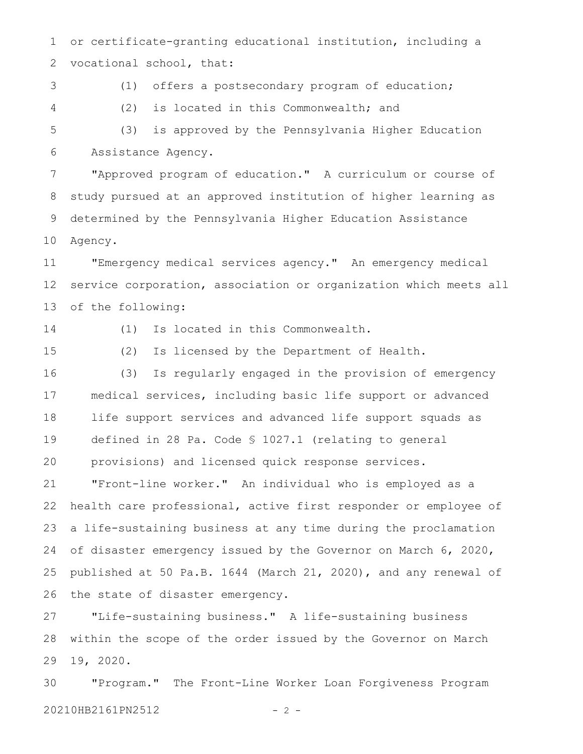or certificate-granting educational institution, including a vocational school, that:

(1) offers a postsecondary program of education;

(2) is located in this Commonwealth; and

(3) is approved by the Pennsylvania Higher Education Assistance Agency.

"Approved program of education." A curriculum or course of study pursued at an approved institution of higher learning as determined by the Pennsylvania Higher Education Assistance Agency.

"Emergency medical services agency." An emergency medical service corporation, association or organization which meets all of the following:

(1) Is located in this Commonwealth.

(2) Is licensed by the Department of Health.

(3) Is regularly engaged in the provision of emergency medical services, including basic life support or advanced life support services and advanced life support squads as defined in 28 Pa. Code § 1027.1 (relating to general provisions) and licensed quick response services.

"Front-line worker." An individual who is employed as a health care professional, active first responder or employee of a life-sustaining business at any time during the proclamation of disaster emergency issued by the Governor on March 6, 2020, published at 50 Pa.B. 1644 (March 21, 2020), and any renewal of the state of disaster emergency.

"Life-sustaining business." A life-sustaining business within the scope of the order issued by the Governor on March 19, 2020.

"Program." The Front-Line Worker Loan Forgiveness Program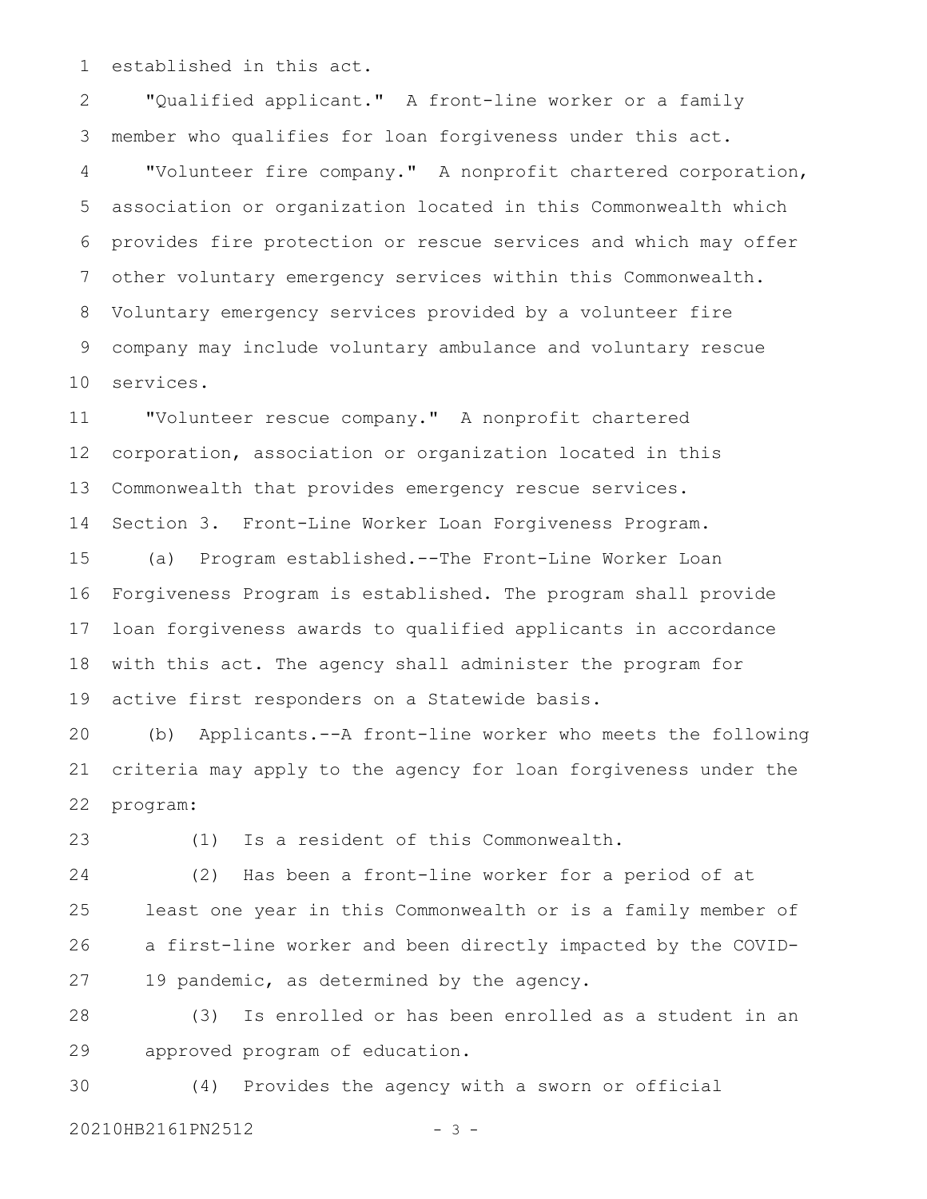established in this act.

"Qualified applicant." A front-line worker or a family member who qualifies for loan forgiveness under this act.

"Volunteer fire company." A nonprofit chartered corporation, association or organization located in this Commonwealth which provides fire protection or rescue services and which may offer other voluntary emergency services within this Commonwealth. Voluntary emergency services provided by a volunteer fire company may include voluntary ambulance and voluntary rescue services.

"Volunteer rescue company." A nonprofit chartered corporation, association or organization located in this Commonwealth that provides emergency rescue services.

Section 3. Front-Line Worker Loan Forgiveness Program.

(a) Program established.--The Front-Line Worker Loan Forgiveness Program is established. The program shall provide loan forgiveness awards to qualified applicants in accordance with this act. The agency shall administer the program for active first responders on a Statewide basis.

(b) Applicants.--A front-line worker who meets the following criteria may apply to the agency for loan forgiveness under the program:

(1) Is a resident of this Commonwealth.

(2) Has been a front-line worker for a period of at least one year in this Commonwealth or is a family member of a first-line worker and been directly impacted by the COVID-19 pandemic, as determined by the agency.

(3) Is enrolled or has been enrolled as a student in an approved program of education.

(4) Provides the agency with a sworn or official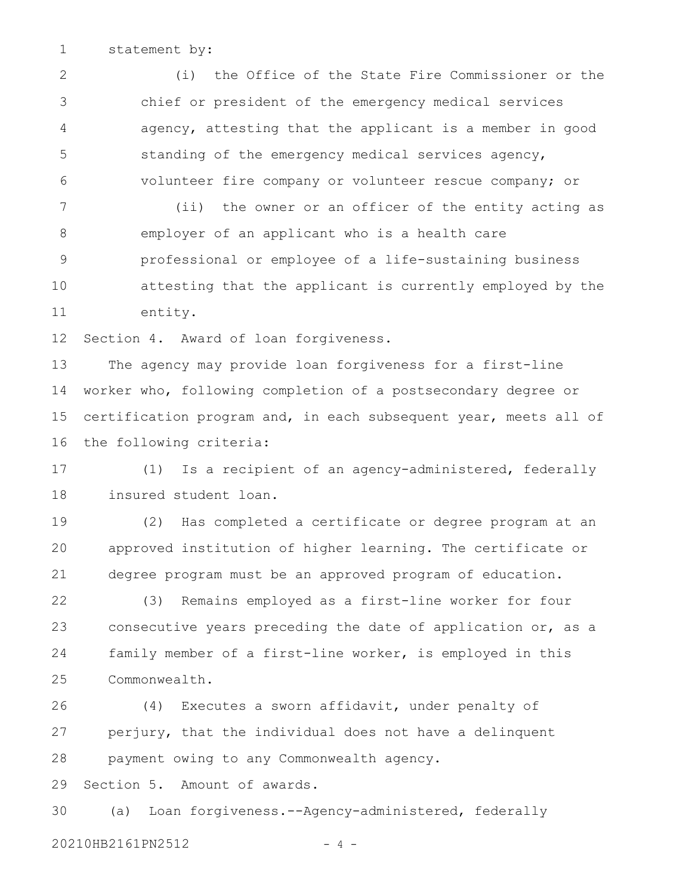statement by:

(i) the Office of the State Fire Commissioner or the chief or president of the emergency medical services agency, attesting that the applicant is a member in good standing of the emergency medical services agency, volunteer fire company or volunteer rescue company; or

(ii) the owner or an officer of the entity acting as employer of an applicant who is a health care professional or employee of a life-sustaining business attesting that the applicant is currently employed by the entity.

Section 4. Award of loan forgiveness.

The agency may provide loan forgiveness for a first-line worker who, following completion of a postsecondary degree or certification program and, in each subsequent year, meets all of the following criteria:

(1) Is a recipient of an agency-administered, federally insured student loan.

(2) Has completed a certificate or degree program at an approved institution of higher learning. The certificate or degree program must be an approved program of education.

(3) Remains employed as a first-line worker for four consecutive years preceding the date of application or, as a family member of a first-line worker, is employed in this Commonwealth.

(4) Executes a sworn affidavit, under penalty of perjury, that the individual does not have a delinquent payment owing to any Commonwealth agency.

Section 5. Amount of awards.

(a) Loan forgiveness.--Agency-administered, federally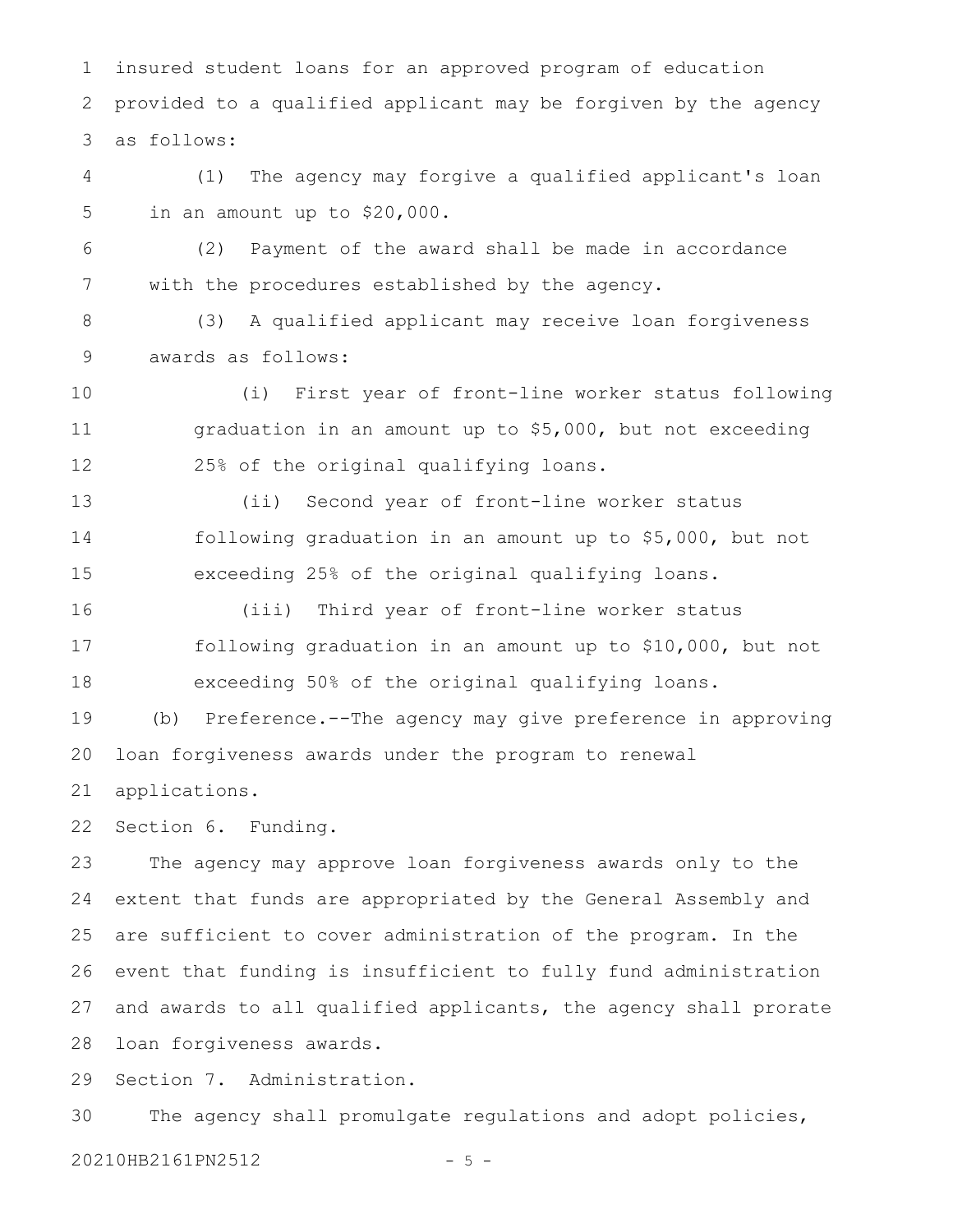insured student loans for an approved program of education provided to a qualified applicant may be forgiven by the agency as follows:

(1) The agency may forgive a qualified applicant's loan in an amount up to $20,000.

(2) Payment of the award shall be made in accordance with the procedures established by the agency.

(3) A qualified applicant may receive loan forgiveness awards as follows:

(i) First year of front-line worker status following graduation in an amount up to $5,000, but not exceeding 25% of the original qualifying loans.

(ii) Second year of front-line worker status following graduation in an amount up to $5,000, but not exceeding 25% of the original qualifying loans.

(iii) Third year of front-line worker status following graduation in an amount up to $10,000, but not exceeding 50% of the original qualifying loans.

(b) Preference.--The agency may give preference in approving loan forgiveness awards under the program to renewal applications.

Section 6. Funding.

The agency may approve loan forgiveness awards only to the extent that funds are appropriated by the General Assembly and are sufficient to cover administration of the program. In the event that funding is insufficient to fully fund administration and awards to all qualified applicants, the agency shall prorate loan forgiveness awards.

Section 7. Administration.

The agency shall promulgate regulations and adopt policies,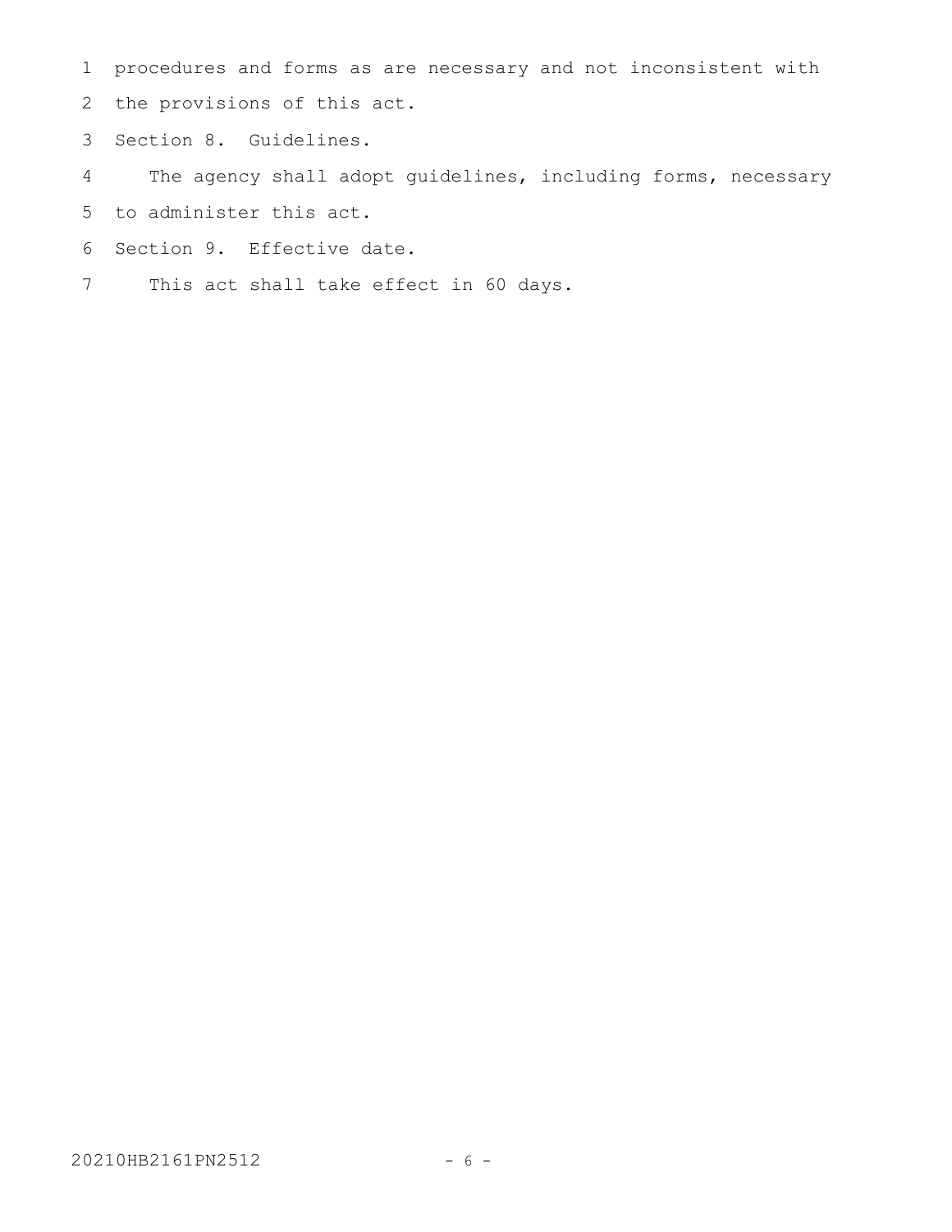procedures and forms as are necessary and not inconsistent with the provisions of this act.

Section 8. Guidelines.

The agency shall adopt guidelines, including forms, necessary to administer this act.

Section 9. Effective date.

This act shall take effect in 60 days.